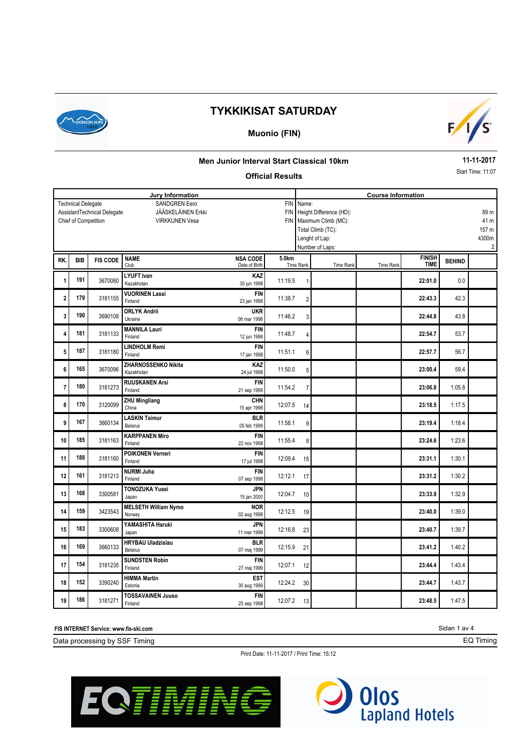# TYKKIKISAT SATURDAY

## Muonio (FIN)

### Men Junior Interval Start Classical 10km

**Official Results**

11-11-2017

Start Time: 11:07

| Jury Information | | |
|---|---|---|
| Technical Delegate | SANDGREN Eero | FIN |
| AssistantTechnical Delegate | JÄÄSKELÄINEN Erkki | FIN |
| Chief of Competition | VIRKKUNEN Vesa | FIN |

| Course Information | |
|---|---|
| Name: | |
| Height Difference (HD): | 89 m |
| Maximum Climb (MC): | 41 m |
| Total Climb (TC): | 157 m |
| Lenght of Lap: | 4300m |
| Number of Laps: | 2 |

| RK. | BIB | FIS CODE | NAME / Club | NSA CODE / Date of Birth | 5.0km Time | 5.0km Rank | Time Rank | Time Rank | FINISH TIME | BEHIND |
|---|---|---|---|---|---|---|---|---|---|---|
| 1 | 191 | 3670080 | LYUFT Ivan / Kazakhstan | KAZ / 30 jun 1998 | 11:19.5 | 1 | | | 22:01.0 | 0.0 |
| 2 | 179 | 3181155 | VUORINEN Lassi / Finland | FIN / 23 jan 1998 | 11:38.7 | 2 | | | 22:43.3 | 42.3 |
| 3 | 190 | 3690108 | ORLYK Andrii / Ukraine | UKR / 06 mar 1998 | 11:46.2 | 3 | | | 22:44.8 | 43.8 |
| 4 | 181 | 3181133 | MANNILA Lauri / Finland | FIN / 12 jun 1998 | 11:48.7 | 4 | | | 22:54.7 | 53.7 |
| 5 | 187 | 3181180 | LINDHOLM Remi / Finland | FIN / 17 jan 1998 | 11:51.1 | 6 | | | 22:57.7 | 56.7 |
| 6 | 165 | 3670096 | ZHARNOSSENKO Nikita / Kazakhstan | KAZ / 24 jul 1998 | 11:50.0 | 5 | | | 23:00.4 | 59.4 |
| 7 | 180 | 3181273 | RUUSKANEN Arsi / Finland | FIN / 21 sep 1999 | 11:54.2 | 7 | | | 23:06.8 | 1:05.8 |
| 8 | 170 | 3120099 | ZHU Mingliang / China | CHN / 15 apr 1998 | 12:07.5 | 14 | | | 23:18.5 | 1:17.5 |
| 9 | 167 | 3660134 | LASKIN Tsimur / Belarus | BLR / 05 feb 1999 | 11:58.1 | 9 | | | 23:19.4 | 1:18.4 |
| 10 | 185 | 3181163 | KARPPANEN Miro / Finland | FIN / 22 nov 1998 | 11:55.4 | 8 | | | 23:24.6 | 1:23.6 |
| 11 | 188 | 3181160 | POIKONEN Verneri / Finland | FIN / 17 jul 1998 | 12:09.4 | 15 | | | 23:31.1 | 1:30.1 |
| 12 | 161 | 3181213 | NURMI Juha / Finland | FIN / 07 sep 1998 | 12:12.1 | 17 | | | 23:31.2 | 1:30.2 |
| 13 | 168 | 3300581 | TONOZUKA Yusei / Japan | JPN / 15 jan 2000 | 12:04.7 | 10 | | | 23:33.9 | 1:32.9 |
| 14 | 159 | 3423543 | MELSETH William Nymo / Norway | NOR / 02 aug 1998 | 12:12.5 | 19 | | | 23:40.0 | 1:39.0 |
| 15 | 183 | 3300608 | YAMASHITA Haruki / Japan | JPN / 11 mar 1999 | 12:16.8 | 23 | | | 23:40.7 | 1:39.7 |
| 16 | 169 | 3660133 | HRYBAU Uladzislau / Belarus | BLR / 07 maj 1999 | 12:15.9 | 21 | | | 23:41.2 | 1:40.2 |
| 17 | 154 | 3181235 | SUNDSTEN Robin / Finland | FIN / 27 maj 1999 | 12:07.1 | 12 | | | 23:44.4 | 1:43.4 |
| 18 | 152 | 3390240 | HIMMA Martin / Estonia | EST / 30 aug 1999 | 12:24.2 | 30 | | | 23:44.7 | 1:43.7 |
| 19 | 186 | 3181271 | TOSSAVAINEN Juuso / Finland | FIN / 25 sep 1998 | 12:07.2 | 13 | | | 23:48.5 | 1:47.5 |

FIS INTERNET Service: www.fis-ski.com

Data processing by SSF Timing — EQ Timing

Print Date: 11-11-2017 / Print Time: 15:12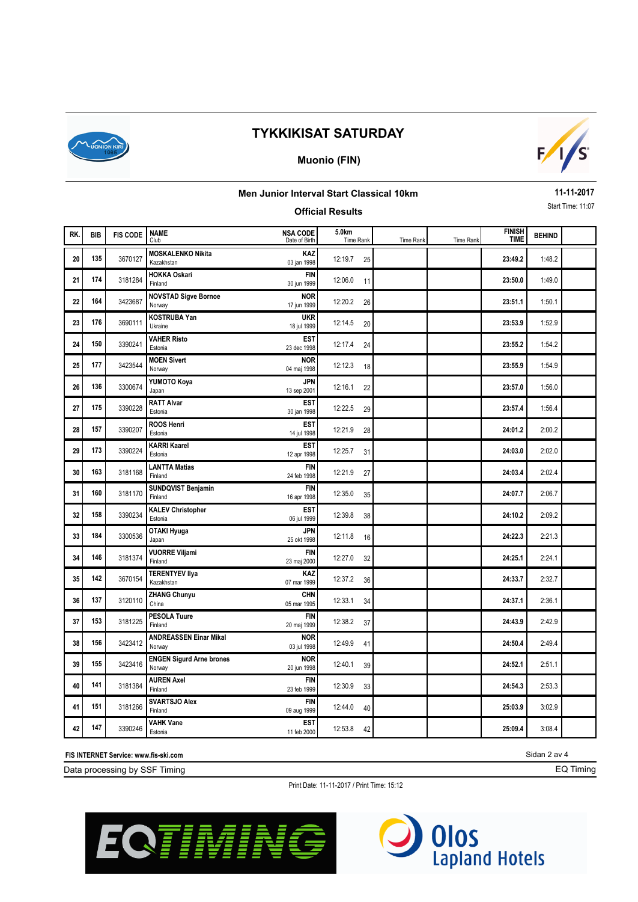# TYKKIKISAT SATURDAY

## Muonio (FIN)

### Men Junior Interval Start Classical 10km

**Official Results**

11-11-2017

Start Time: 11:07

| RK. | BIB | FIS CODE | NAME / Club | NSA CODE / Date of Birth | 5.0km Time | Rank | Time Rank | Time Rank | FINISH TIME | BEHIND |
|---|---|---|---|---|---|---|---|---|---|---|
| 20 | 135 | 3670127 | **MOSKALENKO Nikita** Kazakhstan | **KAZ** 03 jan 1998 | 12:19.7 | 25 | | | **23:49.2** | 1:48.2 |
| 21 | 174 | 3181284 | **HOKKA Oskari** Finland | **FIN** 30 jun 1999 | 12:06.0 | 11 | | | **23:50.0** | 1:49.0 |
| 22 | 164 | 3423687 | **NOVSTAD Sigve Bornoe** Norway | **NOR** 17 jun 1999 | 12:20.2 | 26 | | | **23:51.1** | 1:50.1 |
| 23 | 176 | 3690111 | **KOSTRUBA Yan** Ukraine | **UKR** 18 jul 1999 | 12:14.5 | 20 | | | **23:53.9** | 1:52.9 |
| 24 | 150 | 3390241 | **VAHER Risto** Estonia | **EST** 23 dec 1998 | 12:17.4 | 24 | | | **23:55.2** | 1:54.2 |
| 25 | 177 | 3423544 | **MOEN Sivert** Norway | **NOR** 04 maj 1998 | 12:12.3 | 18 | | | **23:55.9** | 1:54.9 |
| 26 | 136 | 3300674 | **YUMOTO Koya** Japan | **JPN** 13 sep 2001 | 12:16.1 | 22 | | | **23:57.0** | 1:56.0 |
| 27 | 175 | 3390228 | **RATT Alvar** Estonia | **EST** 30 jan 1998 | 12:22.5 | 29 | | | **23:57.4** | 1:56.4 |
| 28 | 157 | 3390207 | **ROOS Henri** Estonia | **EST** 14 jul 1998 | 12:21.9 | 28 | | | **24:01.2** | 2:00.2 |
| 29 | 173 | 3390224 | **KARRI Kaarel** Estonia | **EST** 12 apr 1998 | 12:25.7 | 31 | | | **24:03.0** | 2:02.0 |
| 30 | 163 | 3181168 | **LANTTA Matias** Finland | **FIN** 24 feb 1998 | 12:21.9 | 27 | | | **24:03.4** | 2:02.4 |
| 31 | 160 | 3181170 | **SUNDQVIST Benjamin** Finland | **FIN** 16 apr 1998 | 12:35.0 | 35 | | | **24:07.7** | 2:06.7 |
| 32 | 158 | 3390234 | **KALEV Christopher** Estonia | **EST** 06 jul 1999 | 12:39.8 | 38 | | | **24:10.2** | 2:09.2 |
| 33 | 184 | 3300536 | **OTAKI Hyuga** Japan | **JPN** 25 okt 1998 | 12:11.8 | 16 | | | **24:22.3** | 2:21.3 |
| 34 | 146 | 3181374 | **VUORRE Viljami** Finland | **FIN** 23 maj 2000 | 12:27.0 | 32 | | | **24:25.1** | 2:24.1 |
| 35 | 142 | 3670154 | **TERENTYEV Ilya** Kazakhstan | **KAZ** 07 mar 1999 | 12:37.2 | 36 | | | **24:33.7** | 2:32.7 |
| 36 | 137 | 3120110 | **ZHANG Chunyu** China | **CHN** 05 mar 1995 | 12:33.1 | 34 | | | **24:37.1** | 2:36.1 |
| 37 | 153 | 3181225 | **PESOLA Tuure** Finland | **FIN** 20 maj 1999 | 12:38.2 | 37 | | | **24:43.9** | 2:42.9 |
| 38 | 156 | 3423412 | **ANDREASSEN Einar Mikal** Norway | **NOR** 03 jul 1998 | 12:49.9 | 41 | | | **24:50.4** | 2:49.4 |
| 39 | 155 | 3423416 | **ENGEN Sigurd Arne brones** Norway | **NOR** 20 jun 1998 | 12:40.1 | 39 | | | **24:52.1** | 2:51.1 |
| 40 | 141 | 3181384 | **AUREN Axel** Finland | **FIN** 23 feb 1999 | 12:30.9 | 33 | | | **24:54.3** | 2:53.3 |
| 41 | 151 | 3181266 | **SVARTSJO Alex** Finland | **FIN** 09 aug 1999 | 12:44.0 | 40 | | | **25:03.9** | 3:02.9 |
| 42 | 147 | 3390246 | **VAHK Vane** Estonia | **EST** 11 feb 2000 | 12:53.8 | 42 | | | **25:09.4** | 3:08.4 |

**FIS INTERNET Service: www.fis-ski.com**

Data processing by SSF Timing — EQ Timing

Print Date: 11-11-2017 / Print Time: 15:12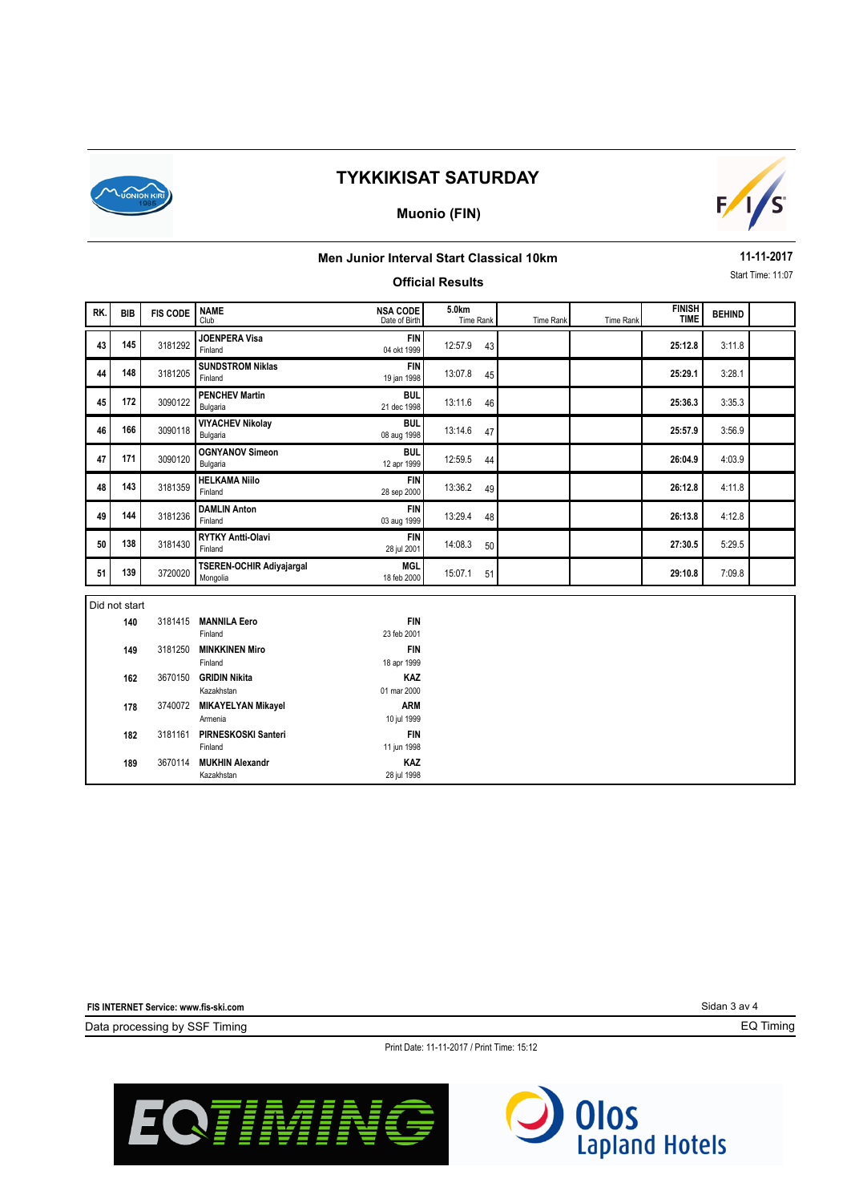# TYKKIKISAT SATURDAY

## Muonio (FIN)

### Men Junior Interval Start Classical 10km

**11-11-2017**

Start Time: 11:07

### Official Results

| RK. | BIB | FIS CODE | NAME / Club | NSA CODE / Date of Birth | 5.0km Time | Rank | Time Rank | Time Rank | FINISH TIME | BEHIND |
|---|---|---|---|---|---|---|---|---|---|---|
| 43 | 145 | 3181292 | **JOENPERA Visa** Finland | **FIN** 04 okt 1999 | 12:57.9 | 43 | | | **25:12.8** | 3:11.8 |
| 44 | 148 | 3181205 | **SUNDSTROM Niklas** Finland | **FIN** 19 jan 1998 | 13:07.8 | 45 | | | **25:29.1** | 3:28.1 |
| 45 | 172 | 3090122 | **PENCHEV Martin** Bulgaria | **BUL** 21 dec 1998 | 13:11.6 | 46 | | | **25:36.3** | 3:35.3 |
| 46 | 166 | 3090118 | **VIYACHEV Nikolay** Bulgaria | **BUL** 08 aug 1998 | 13:14.6 | 47 | | | **25:57.9** | 3:56.9 |
| 47 | 171 | 3090120 | **OGNYANOV Simeon** Bulgaria | **BUL** 12 apr 1999 | 12:59.5 | 44 | | | **26:04.9** | 4:03.9 |
| 48 | 143 | 3181359 | **HELKAMA Niilo** Finland | **FIN** 28 sep 2000 | 13:36.2 | 49 | | | **26:12.8** | 4:11.8 |
| 49 | 144 | 3181236 | **DAMLIN Anton** Finland | **FIN** 03 aug 1999 | 13:29.4 | 48 | | | **26:13.8** | 4:12.8 |
| 50 | 138 | 3181430 | **RYTKY Antti-Olavi** Finland | **FIN** 28 jul 2001 | 14:08.3 | 50 | | | **27:30.5** | 5:29.5 |
| 51 | 139 | 3720020 | **TSEREN-OCHIR Adiyajargal** Mongolia | **MGL** 18 feb 2000 | 15:07.1 | 51 | | | **29:10.8** | 7:09.8 |

**Did not start**

| BIB | FIS CODE | NAME / Club | NSA CODE / Date of Birth |
|---|---|---|---|
| 140 | 3181415 | **MANNILA Eero** Finland | **FIN** 23 feb 2001 |
| 149 | 3181250 | **MINKKINEN Miro** Finland | **FIN** 18 apr 1999 |
| 162 | 3670150 | **GRIDIN Nikita** Kazakhstan | **KAZ** 01 mar 2000 |
| 178 | 3740072 | **MIKAYELYAN Mikayel** Armenia | **ARM** 10 jul 1999 |
| 182 | 3181161 | **PIRNESKOSKI Santeri** Finland | **FIN** 11 jun 1998 |
| 189 | 3670114 | **MUKHIN Alexandr** Kazakhstan | **KAZ** 28 jul 1998 |

FIS INTERNET Service: www.fis-ski.com

Data processing by SSF Timing — EQ Timing

Print Date: 11-11-2017 / Print Time: 15:12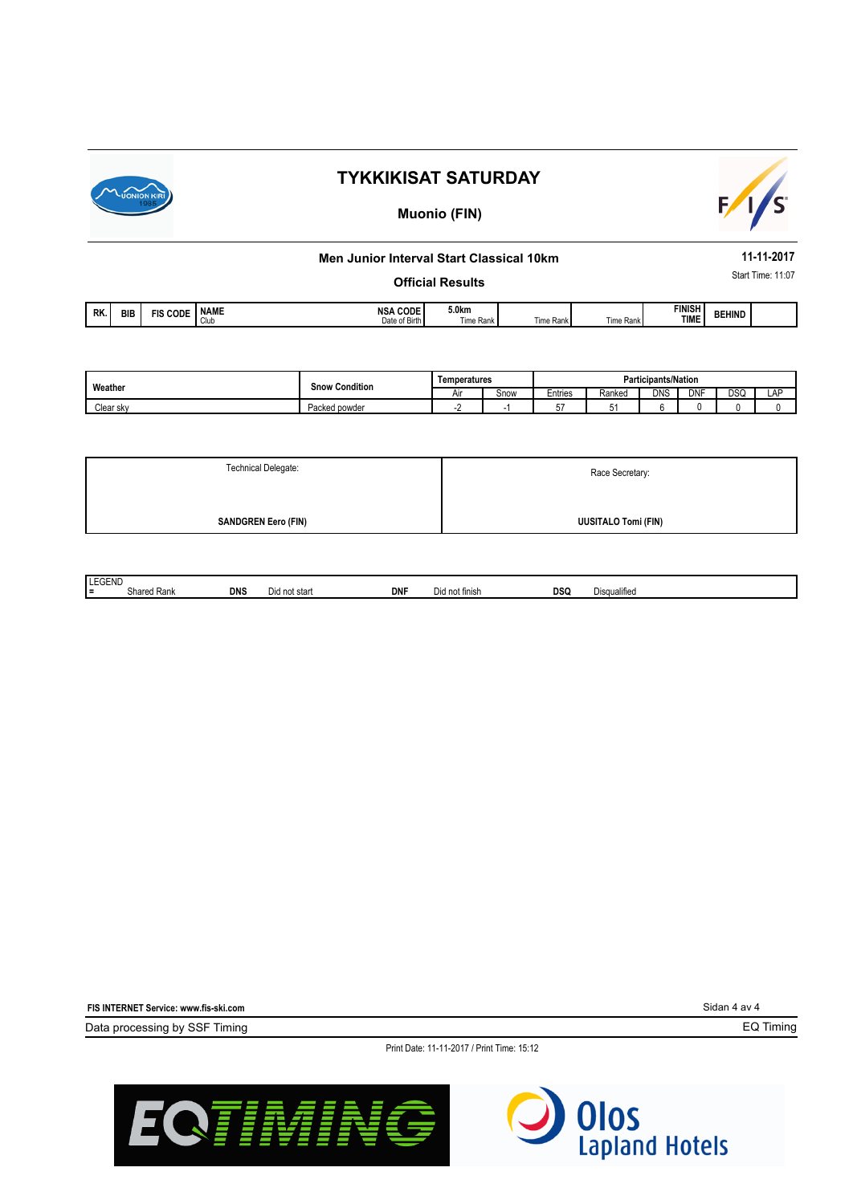# TYKKIKISAT SATURDAY

## Muonio (FIN)

### Men Junior Interval Start Classical 10km

**11-11-2017**

Start Time: 11:07

### Official Results

| RK. | BIB | FIS CODE | NAME<br>Club | NSA CODE<br>Date of Birth | 5.0km<br>Time Rank | Time Rank | Time Rank | FINISH TIME | BEHIND | |
|---|---|---|---|---|---|---|---|---|---|---|

| Weather | Snow Condition | Temperatures | | Participants/Nation | | | | | |
|---|---|---|---|---|---|---|---|---|---|
| | | Air | Snow | Entries | Ranked | DNS | DNF | DSQ | LAP |
| Clear sky | Packed powder | -2 | -1 | 57 | 51 | 6 | 0 | 0 | 0 |

| Technical Delegate: | Race Secretary: |
|---|---|
| **SANDGREN Eero (FIN)** | **UUSITALO Tomi (FIN)** |

LEGEND

= Shared Rank **DNS** Did not start **DNF** Did not finish **DSQ** Disqualified

**FIS INTERNET Service: www.fis-ski.com**

Data processing by SSF Timing

EQ Timing

Print Date: 11-11-2017 / Print Time: 15:12